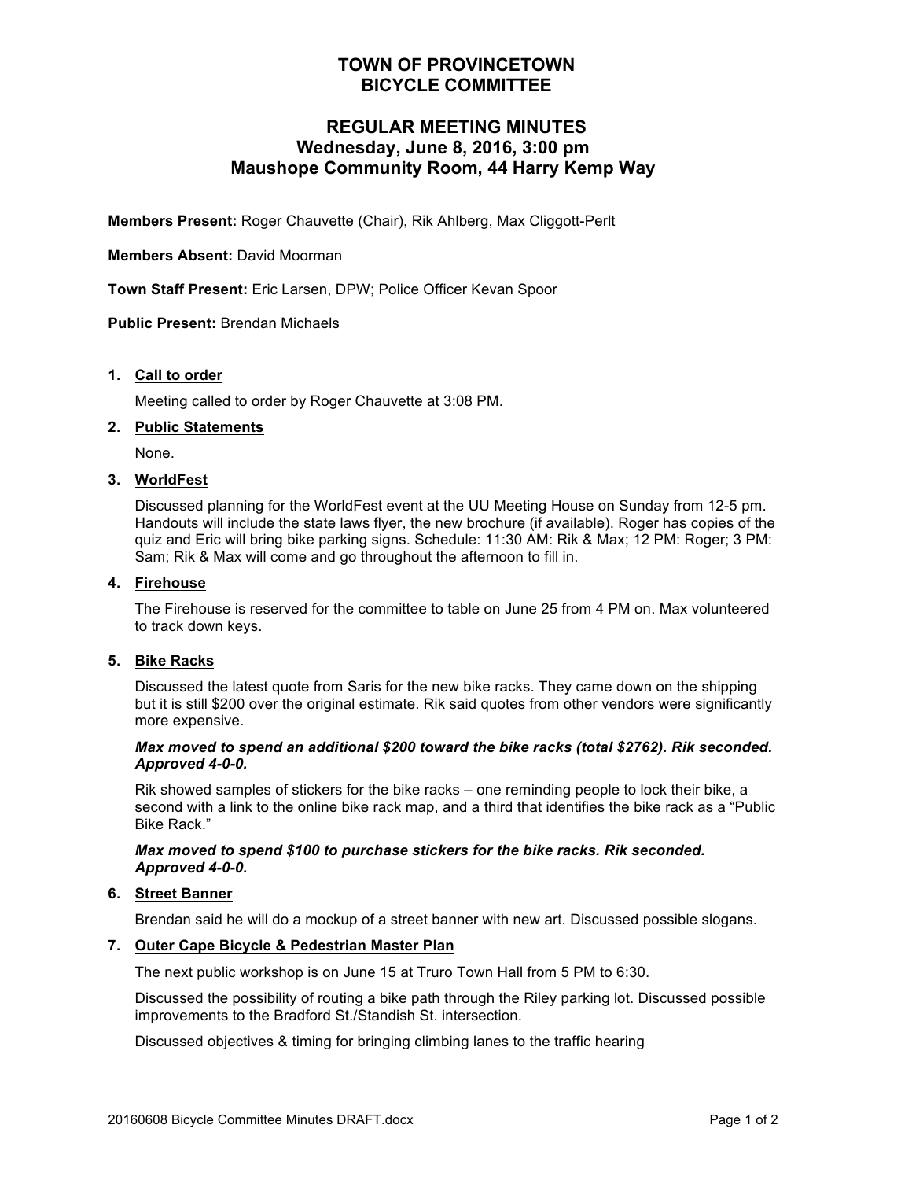# TOWN OF PROVINCETOWN
# BICYCLE COMMITTEE

## REGULAR MEETING MINUTES
## Wednesday, June 8, 2016, 3:00 pm
## Maushope Community Room, 44 Harry Kemp Way

**Members Present:** Roger Chauvette (Chair), Rik Ahlberg, Max Cliggott-Perlt

**Members Absent:** David Moorman

**Town Staff Present:** Eric Larsen, DPW; Police Officer Kevan Spoor

**Public Present:** Brendan Michaels

1. **Call to order**

   Meeting called to order by Roger Chauvette at 3:08 PM.

2. **Public Statements**

   None.

3. **WorldFest**

   Discussed planning for the WorldFest event at the UU Meeting House on Sunday from 12-5 pm. Handouts will include the state laws flyer, the new brochure (if available). Roger has copies of the quiz and Eric will bring bike parking signs. Schedule: 11:30 AM: Rik & Max; 12 PM: Roger; 3 PM: Sam; Rik & Max will come and go throughout the afternoon to fill in.

4. **Firehouse**

   The Firehouse is reserved for the committee to table on June 25 from 4 PM on. Max volunteered to track down keys.

5. **Bike Racks**

   Discussed the latest quote from Saris for the new bike racks. They came down on the shipping but it is still $200 over the original estimate. Rik said quotes from other vendors were significantly more expensive.

   ***Max moved to spend an additional $200 toward the bike racks (total $2762). Rik seconded. Approved 4-0-0.***

   Rik showed samples of stickers for the bike racks – one reminding people to lock their bike, a second with a link to the online bike rack map, and a third that identifies the bike rack as a "Public Bike Rack."

   ***Max moved to spend $100 to purchase stickers for the bike racks. Rik seconded. Approved 4-0-0.***

6. **Street Banner**

   Brendan said he will do a mockup of a street banner with new art. Discussed possible slogans.

7. **Outer Cape Bicycle & Pedestrian Master Plan**

   The next public workshop is on June 15 at Truro Town Hall from 5 PM to 6:30.

   Discussed the possibility of routing a bike path through the Riley parking lot. Discussed possible improvements to the Bradford St./Standish St. intersection.

   Discussed objectives & timing for bringing climbing lanes to the traffic hearing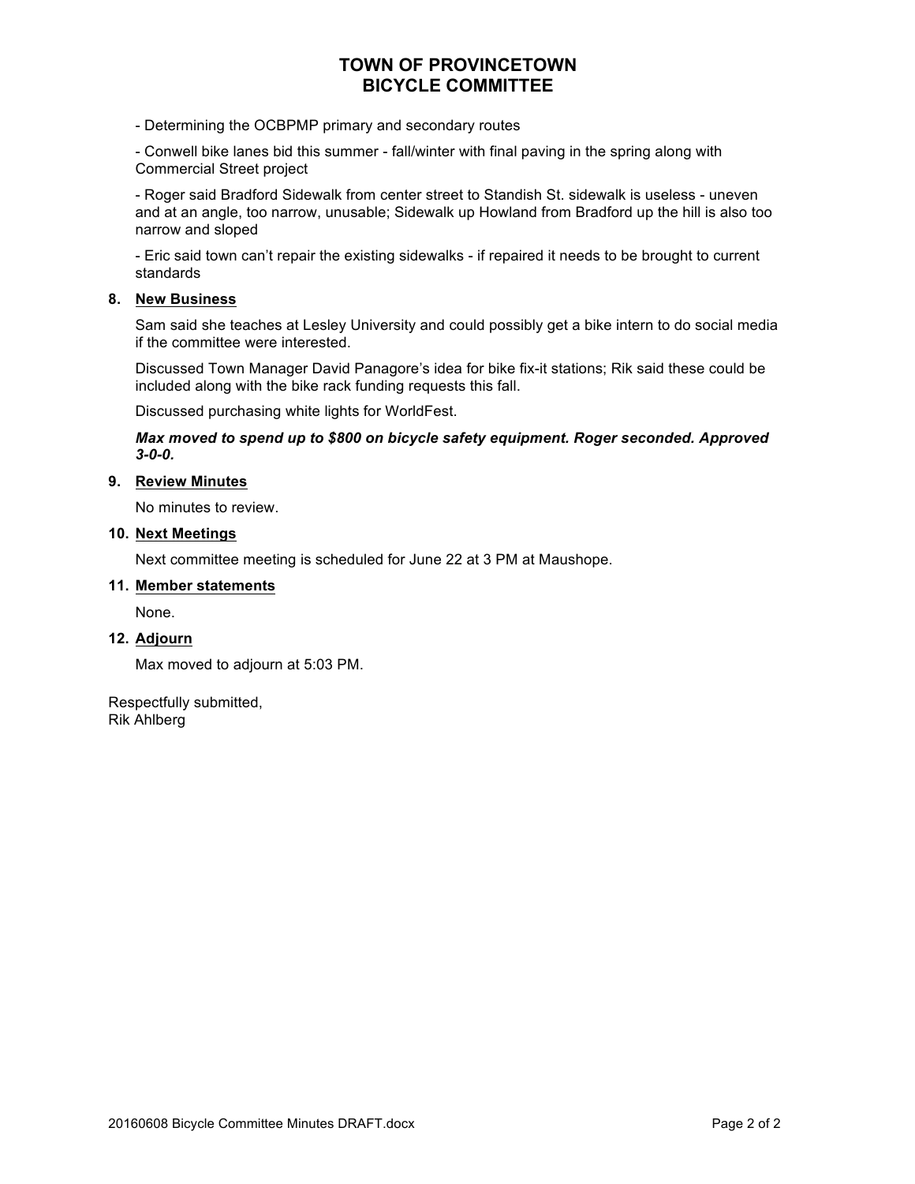# TOWN OF PROVINCETOWN
# BICYCLE COMMITTEE

- Determining the OCBPMP primary and secondary routes

- Conwell bike lanes bid this summer - fall/winter with final paving in the spring along with Commercial Street project

- Roger said Bradford Sidewalk from center street to Standish St. sidewalk is useless - uneven and at an angle, too narrow, unusable; Sidewalk up Howland from Bradford up the hill is also too narrow and sloped

- Eric said town can't repair the existing sidewalks - if repaired it needs to be brought to current standards

8. **New Business**

   Sam said she teaches at Lesley University and could possibly get a bike intern to do social media if the committee were interested.

   Discussed Town Manager David Panagore's idea for bike fix-it stations; Rik said these could be included along with the bike rack funding requests this fall.

   Discussed purchasing white lights for WorldFest.

   ***Max moved to spend up to $800 on bicycle safety equipment. Roger seconded. Approved 3-0-0.***

9. **Review Minutes**

   No minutes to review.

10. **Next Meetings**

    Next committee meeting is scheduled for June 22 at 3 PM at Maushope.

11. **Member statements**

    None.

12. **Adjourn**

    Max moved to adjourn at 5:03 PM.

Respectfully submitted,
Rik Ahlberg

20160608 Bicycle Committee Minutes DRAFT.docx